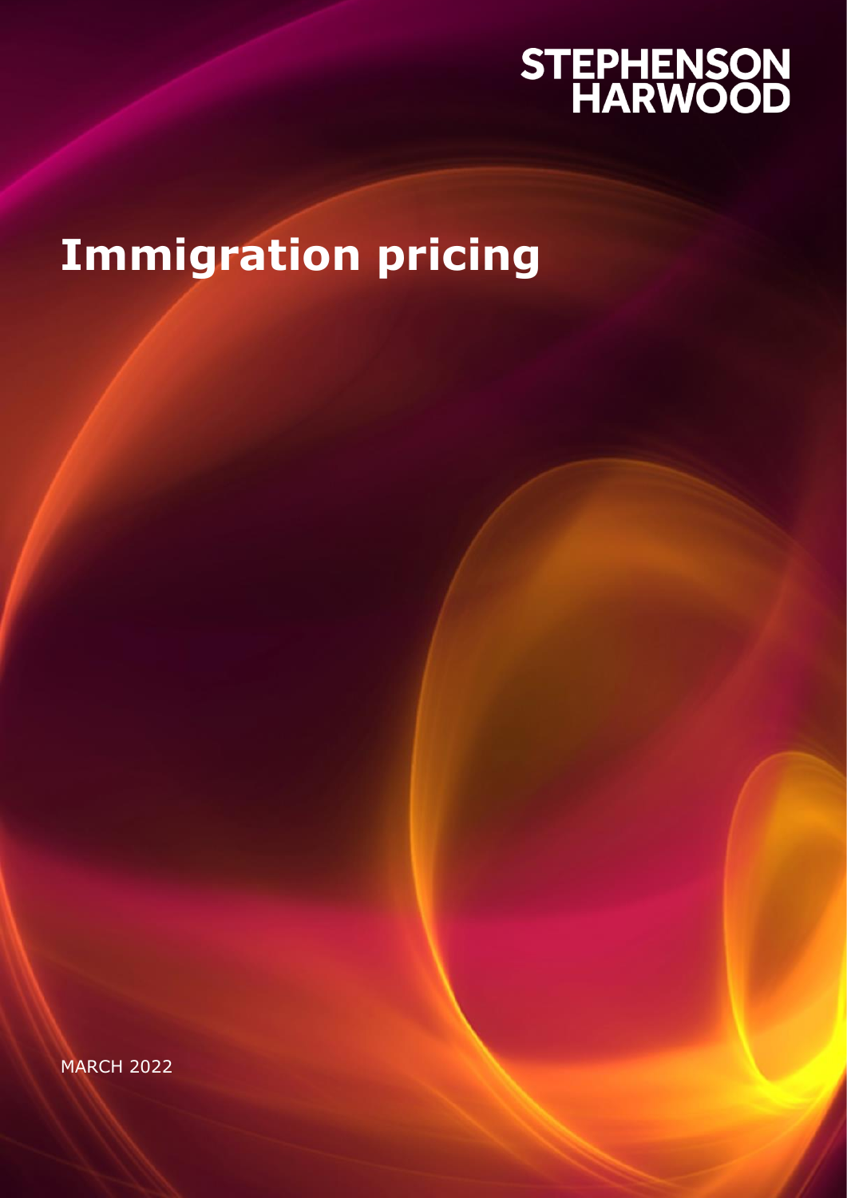STEPHENSON HARWOOD

# Immigration pricing

MARCH 2022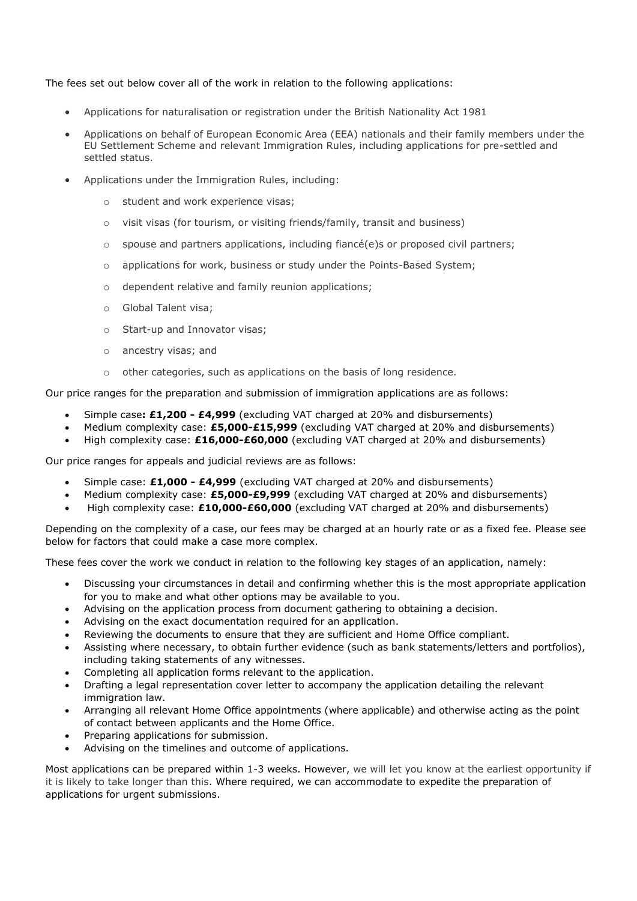The fees set out below cover all of the work in relation to the following applications:

- Applications for naturalisation or registration under the British Nationality Act 1981
- Applications on behalf of European Economic Area (EEA) nationals and their family members under the EU Settlement Scheme and relevant Immigration Rules, including applications for pre-settled and settled status.
- Applications under the Immigration Rules, including:
    - student and work experience visas;
    - visit visas (for tourism, or visiting friends/family, transit and business)
    - spouse and partners applications, including fiancé(e)s or proposed civil partners;
    - applications for work, business or study under the Points-Based System;
    - dependent relative and family reunion applications;
    - Global Talent visa;
    - Start-up and Innovator visas;
    - ancestry visas; and
    - other categories, such as applications on the basis of long residence.

Our price ranges for the preparation and submission of immigration applications are as follows:

- Simple case**: £1,200 - £4,999** (excluding VAT charged at 20% and disbursements)
- Medium complexity case: **£5,000-£15,999** (excluding VAT charged at 20% and disbursements)
- High complexity case: **£16,000-£60,000** (excluding VAT charged at 20% and disbursements)

Our price ranges for appeals and judicial reviews are as follows:

- Simple case: **£1,000 - £4,999** (excluding VAT charged at 20% and disbursements)
- Medium complexity case: **£5,000-£9,999** (excluding VAT charged at 20% and disbursements)
- High complexity case: **£10,000-£60,000** (excluding VAT charged at 20% and disbursements)

Depending on the complexity of a case, our fees may be charged at an hourly rate or as a fixed fee. Please see below for factors that could make a case more complex.

These fees cover the work we conduct in relation to the following key stages of an application, namely:

- Discussing your circumstances in detail and confirming whether this is the most appropriate application for you to make and what other options may be available to you.
- Advising on the application process from document gathering to obtaining a decision.
- Advising on the exact documentation required for an application.
- Reviewing the documents to ensure that they are sufficient and Home Office compliant.
- Assisting where necessary, to obtain further evidence (such as bank statements/letters and portfolios), including taking statements of any witnesses.
- Completing all application forms relevant to the application.
- Drafting a legal representation cover letter to accompany the application detailing the relevant immigration law.
- Arranging all relevant Home Office appointments (where applicable) and otherwise acting as the point of contact between applicants and the Home Office.
- Preparing applications for submission.
- Advising on the timelines and outcome of applications.

Most applications can be prepared within 1-3 weeks. However, we will let you know at the earliest opportunity if it is likely to take longer than this. Where required, we can accommodate to expedite the preparation of applications for urgent submissions.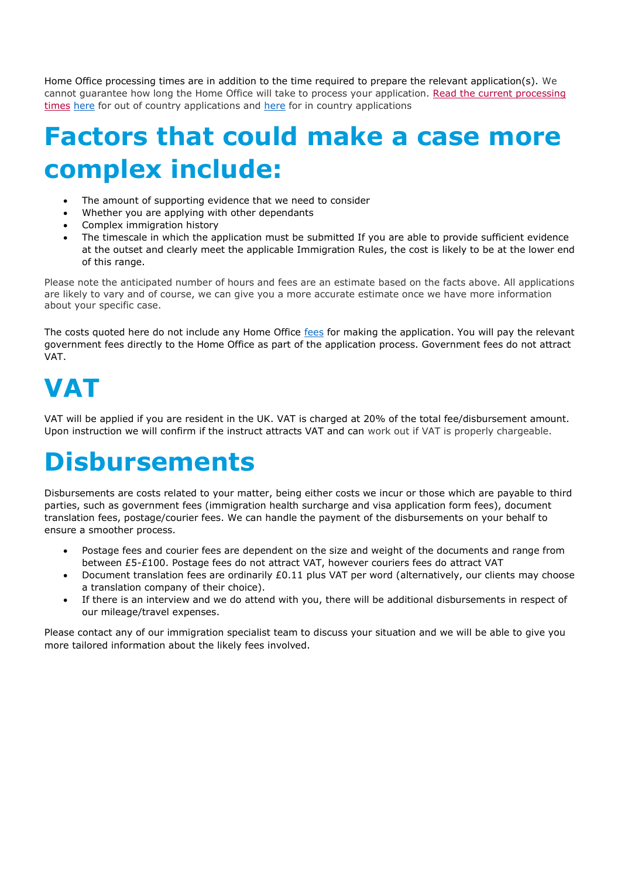Home Office processing times are in addition to the time required to prepare the relevant application(s). We cannot guarantee how long the Home Office will take to process your application. Read the current processing times here for out of country applications and here for in country applications

# Factors that could make a case more complex include:

- The amount of supporting evidence that we need to consider
- Whether you are applying with other dependants
- Complex immigration history
- The timescale in which the application must be submitted If you are able to provide sufficient evidence at the outset and clearly meet the applicable Immigration Rules, the cost is likely to be at the lower end of this range.

Please note the anticipated number of hours and fees are an estimate based on the facts above. All applications are likely to vary and of course, we can give you a more accurate estimate once we have more information about your specific case.

The costs quoted here do not include any Home Office fees for making the application. You will pay the relevant government fees directly to the Home Office as part of the application process. Government fees do not attract VAT.

# VAT

VAT will be applied if you are resident in the UK. VAT is charged at 20% of the total fee/disbursement amount. Upon instruction we will confirm if the instruct attracts VAT and can work out if VAT is properly chargeable.

# Disbursements

Disbursements are costs related to your matter, being either costs we incur or those which are payable to third parties, such as government fees (immigration health surcharge and visa application form fees), document translation fees, postage/courier fees. We can handle the payment of the disbursements on your behalf to ensure a smoother process.

- Postage fees and courier fees are dependent on the size and weight of the documents and range from between £5-£100. Postage fees do not attract VAT, however couriers fees do attract VAT
- Document translation fees are ordinarily £0.11 plus VAT per word (alternatively, our clients may choose a translation company of their choice).
- If there is an interview and we do attend with you, there will be additional disbursements in respect of our mileage/travel expenses.

Please contact any of our immigration specialist team to discuss your situation and we will be able to give you more tailored information about the likely fees involved.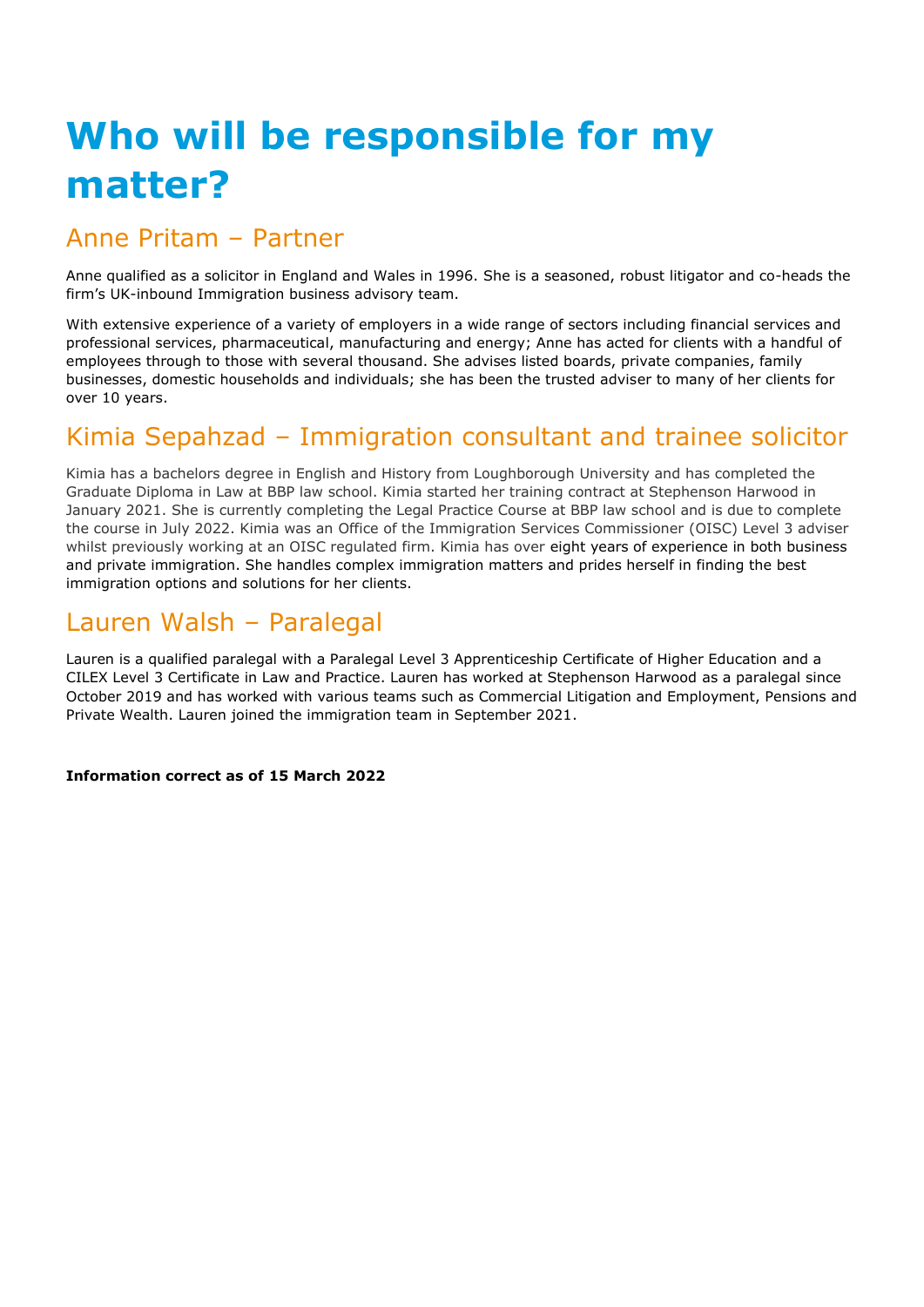# Who will be responsible for my matter?

## Anne Pritam – Partner

Anne qualified as a solicitor in England and Wales in 1996. She is a seasoned, robust litigator and co-heads the firm's UK-inbound Immigration business advisory team.

With extensive experience of a variety of employers in a wide range of sectors including financial services and professional services, pharmaceutical, manufacturing and energy; Anne has acted for clients with a handful of employees through to those with several thousand. She advises listed boards, private companies, family businesses, domestic households and individuals; she has been the trusted adviser to many of her clients for over 10 years.

## Kimia Sepahzad – Immigration consultant and trainee solicitor

Kimia has a bachelors degree in English and History from Loughborough University and has completed the Graduate Diploma in Law at BBP law school. Kimia started her training contract at Stephenson Harwood in January 2021. She is currently completing the Legal Practice Course at BBP law school and is due to complete the course in July 2022. Kimia was an Office of the Immigration Services Commissioner (OISC) Level 3 adviser whilst previously working at an OISC regulated firm. Kimia has over eight years of experience in both business and private immigration. She handles complex immigration matters and prides herself in finding the best immigration options and solutions for her clients.

## Lauren Walsh – Paralegal

Lauren is a qualified paralegal with a Paralegal Level 3 Apprenticeship Certificate of Higher Education and a CILEX Level 3 Certificate in Law and Practice. Lauren has worked at Stephenson Harwood as a paralegal since October 2019 and has worked with various teams such as Commercial Litigation and Employment, Pensions and Private Wealth. Lauren joined the immigration team in September 2021.

**Information correct as of 15 March 2022**